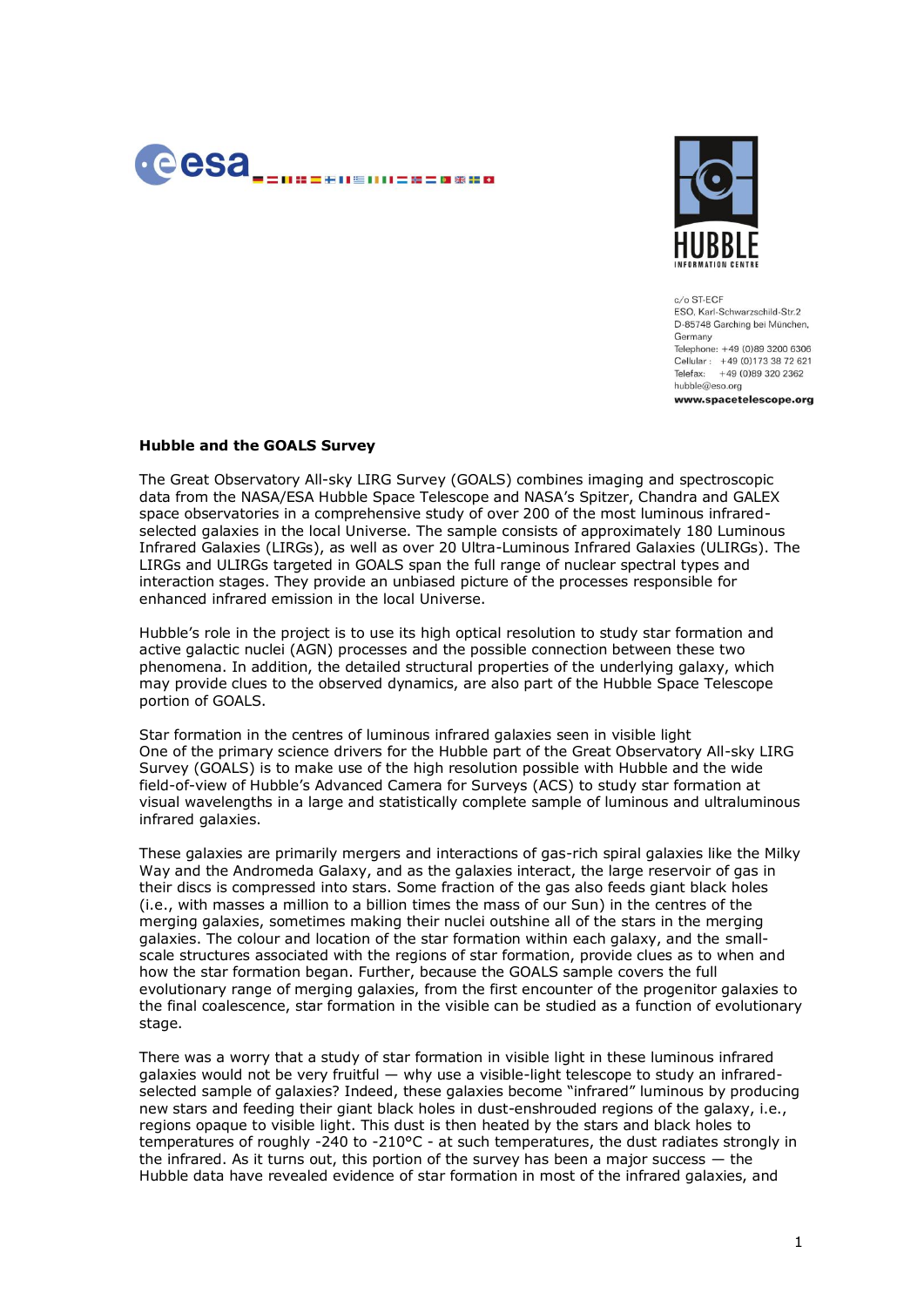c/o ST-ECF
ESO, Karl-Schwarzschild-Str.2
D-85748 Garching bei München,
Germany
Telephone: +49 (0)89 3200 6306
Cellular : +49 (0)173 38 72 621
Telefax: +49 (0)89 320 2362
hubble@eso.org
**www.spacetelescope.org**

## Hubble and the GOALS Survey

The Great Observatory All-sky LIRG Survey (GOALS) combines imaging and spectroscopic data from the NASA/ESA Hubble Space Telescope and NASA's Spitzer, Chandra and GALEX space observatories in a comprehensive study of over 200 of the most luminous infrared-selected galaxies in the local Universe. The sample consists of approximately 180 Luminous Infrared Galaxies (LIRGs), as well as over 20 Ultra-Luminous Infrared Galaxies (ULIRGs). The LIRGs and ULIRGs targeted in GOALS span the full range of nuclear spectral types and interaction stages. They provide an unbiased picture of the processes responsible for enhanced infrared emission in the local Universe.

Hubble's role in the project is to use its high optical resolution to study star formation and active galactic nuclei (AGN) processes and the possible connection between these two phenomena. In addition, the detailed structural properties of the underlying galaxy, which may provide clues to the observed dynamics, are also part of the Hubble Space Telescope portion of GOALS.

Star formation in the centres of luminous infrared galaxies seen in visible light
One of the primary science drivers for the Hubble part of the Great Observatory All-sky LIRG Survey (GOALS) is to make use of the high resolution possible with Hubble and the wide field-of-view of Hubble's Advanced Camera for Surveys (ACS) to study star formation at visual wavelengths in a large and statistically complete sample of luminous and ultraluminous infrared galaxies.

These galaxies are primarily mergers and interactions of gas-rich spiral galaxies like the Milky Way and the Andromeda Galaxy, and as the galaxies interact, the large reservoir of gas in their discs is compressed into stars. Some fraction of the gas also feeds giant black holes (i.e., with masses a million to a billion times the mass of our Sun) in the centres of the merging galaxies, sometimes making their nuclei outshine all of the stars in the merging galaxies. The colour and location of the star formation within each galaxy, and the small-scale structures associated with the regions of star formation, provide clues as to when and how the star formation began. Further, because the GOALS sample covers the full evolutionary range of merging galaxies, from the first encounter of the progenitor galaxies to the final coalescence, star formation in the visible can be studied as a function of evolutionary stage.

There was a worry that a study of star formation in visible light in these luminous infrared galaxies would not be very fruitful — why use a visible-light telescope to study an infrared-selected sample of galaxies? Indeed, these galaxies become "infrared" luminous by producing new stars and feeding their giant black holes in dust-enshrouded regions of the galaxy, i.e., regions opaque to visible light. This dust is then heated by the stars and black holes to temperatures of roughly -240 to -210°C - at such temperatures, the dust radiates strongly in the infrared. As it turns out, this portion of the survey has been a major success — the Hubble data have revealed evidence of star formation in most of the infrared galaxies, and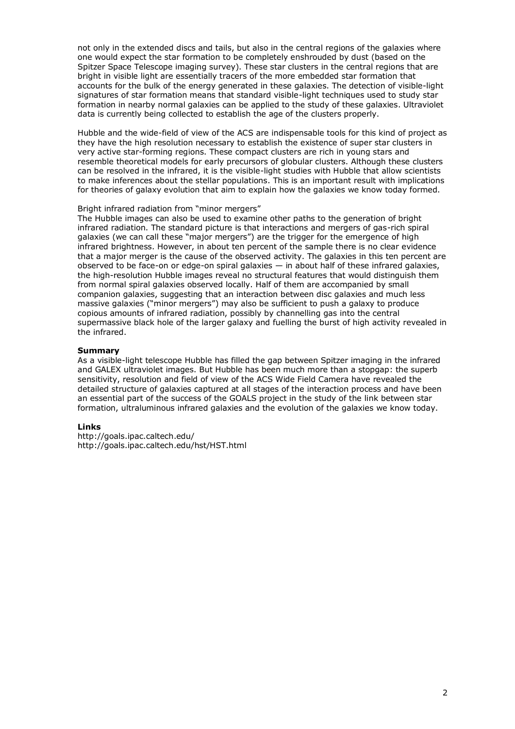not only in the extended discs and tails, but also in the central regions of the galaxies where one would expect the star formation to be completely enshrouded by dust (based on the Spitzer Space Telescope imaging survey). These star clusters in the central regions that are bright in visible light are essentially tracers of the more embedded star formation that accounts for the bulk of the energy generated in these galaxies. The detection of visible-light signatures of star formation means that standard visible-light techniques used to study star formation in nearby normal galaxies can be applied to the study of these galaxies. Ultraviolet data is currently being collected to establish the age of the clusters properly.

Hubble and the wide-field of view of the ACS are indispensable tools for this kind of project as they have the high resolution necessary to establish the existence of super star clusters in very active star-forming regions. These compact clusters are rich in young stars and resemble theoretical models for early precursors of globular clusters. Although these clusters can be resolved in the infrared, it is the visible-light studies with Hubble that allow scientists to make inferences about the stellar populations. This is an important result with implications for theories of galaxy evolution that aim to explain how the galaxies we know today formed.

Bright infrared radiation from "minor mergers"

The Hubble images can also be used to examine other paths to the generation of bright infrared radiation. The standard picture is that interactions and mergers of gas-rich spiral galaxies (we can call these "major mergers") are the trigger for the emergence of high infrared brightness. However, in about ten percent of the sample there is no clear evidence that a major merger is the cause of the observed activity. The galaxies in this ten percent are observed to be face-on or edge-on spiral galaxies — in about half of these infrared galaxies, the high-resolution Hubble images reveal no structural features that would distinguish them from normal spiral galaxies observed locally. Half of them are accompanied by small companion galaxies, suggesting that an interaction between disc galaxies and much less massive galaxies ("minor mergers") may also be sufficient to push a galaxy to produce copious amounts of infrared radiation, possibly by channelling gas into the central supermassive black hole of the larger galaxy and fuelling the burst of high activity revealed in the infrared.

**Summary**

As a visible-light telescope Hubble has filled the gap between Spitzer imaging in the infrared and GALEX ultraviolet images. But Hubble has been much more than a stopgap: the superb sensitivity, resolution and field of view of the ACS Wide Field Camera have revealed the detailed structure of galaxies captured at all stages of the interaction process and have been an essential part of the success of the GOALS project in the study of the link between star formation, ultraluminous infrared galaxies and the evolution of the galaxies we know today.

**Links**

http://goals.ipac.caltech.edu/
http://goals.ipac.caltech.edu/hst/HST.html